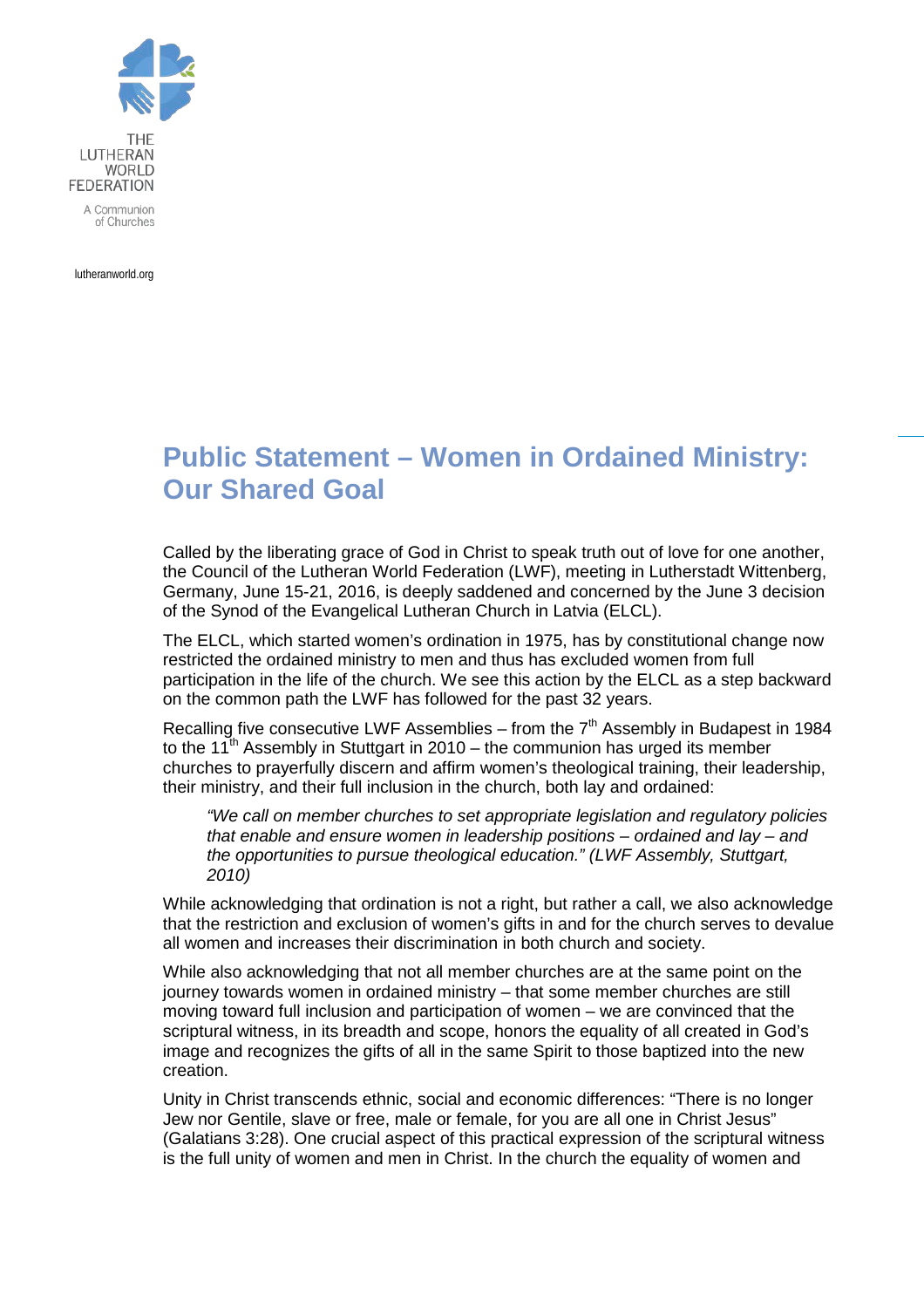THE LUTHERAN WORLD FEDERATION

A Communion of Churches

lutheranworld.org

# Public Statement – Women in Ordained Ministry: Our Shared Goal

Called by the liberating grace of God in Christ to speak truth out of love for one another, the Council of the Lutheran World Federation (LWF), meeting in Lutherstadt Wittenberg, Germany, June 15-21, 2016, is deeply saddened and concerned by the June 3 decision of the Synod of the Evangelical Lutheran Church in Latvia (ELCL).

The ELCL, which started women's ordination in 1975, has by constitutional change now restricted the ordained ministry to men and thus has excluded women from full participation in the life of the church. We see this action by the ELCL as a step backward on the common path the LWF has followed for the past 32 years.

Recalling five consecutive LWF Assemblies – from the 7th Assembly in Budapest in 1984 to the 11th Assembly in Stuttgart in 2010 – the communion has urged its member churches to prayerfully discern and affirm women's theological training, their leadership, their ministry, and their full inclusion in the church, both lay and ordained:

> *"We call on member churches to set appropriate legislation and regulatory policies that enable and ensure women in leadership positions – ordained and lay – and the opportunities to pursue theological education." (LWF Assembly, Stuttgart, 2010)*

While acknowledging that ordination is not a right, but rather a call, we also acknowledge that the restriction and exclusion of women's gifts in and for the church serves to devalue all women and increases their discrimination in both church and society.

While also acknowledging that not all member churches are at the same point on the journey towards women in ordained ministry – that some member churches are still moving toward full inclusion and participation of women – we are convinced that the scriptural witness, in its breadth and scope, honors the equality of all created in God's image and recognizes the gifts of all in the same Spirit to those baptized into the new creation.

Unity in Christ transcends ethnic, social and economic differences: "There is no longer Jew nor Gentile, slave or free, male or female, for you are all one in Christ Jesus" (Galatians 3:28). One crucial aspect of this practical expression of the scriptural witness is the full unity of women and men in Christ. In the church the equality of women and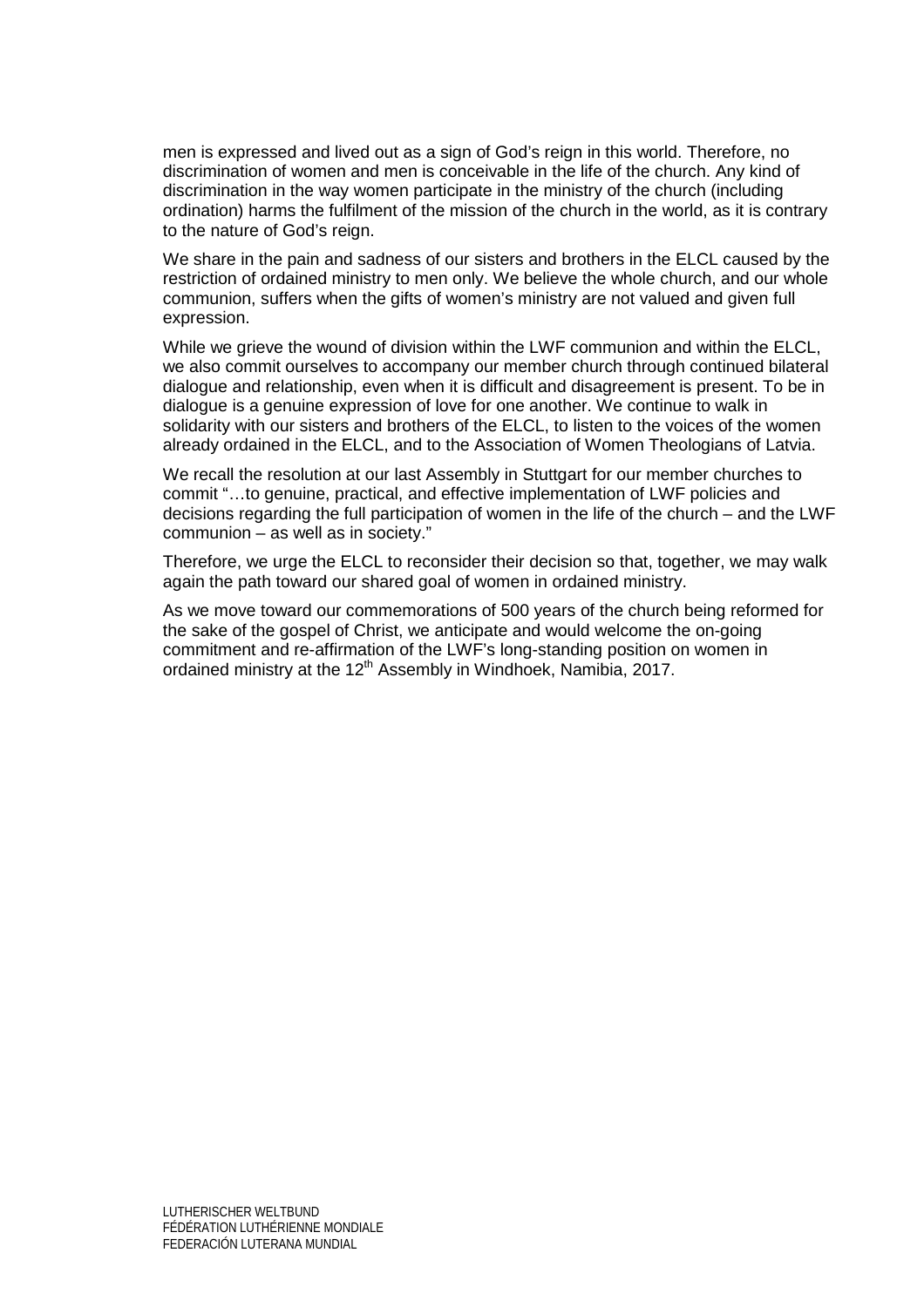men is expressed and lived out as a sign of God's reign in this world. Therefore, no discrimination of women and men is conceivable in the life of the church. Any kind of discrimination in the way women participate in the ministry of the church (including ordination) harms the fulfilment of the mission of the church in the world, as it is contrary to the nature of God's reign.

We share in the pain and sadness of our sisters and brothers in the ELCL caused by the restriction of ordained ministry to men only. We believe the whole church, and our whole communion, suffers when the gifts of women's ministry are not valued and given full expression.

While we grieve the wound of division within the LWF communion and within the ELCL, we also commit ourselves to accompany our member church through continued bilateral dialogue and relationship, even when it is difficult and disagreement is present. To be in dialogue is a genuine expression of love for one another. We continue to walk in solidarity with our sisters and brothers of the ELCL, to listen to the voices of the women already ordained in the ELCL, and to the Association of Women Theologians of Latvia.

We recall the resolution at our last Assembly in Stuttgart for our member churches to commit "…to genuine, practical, and effective implementation of LWF policies and decisions regarding the full participation of women in the life of the church – and the LWF communion – as well as in society."

Therefore, we urge the ELCL to reconsider their decision so that, together, we may walk again the path toward our shared goal of women in ordained ministry.

As we move toward our commemorations of 500 years of the church being reformed for the sake of the gospel of Christ, we anticipate and would welcome the on-going commitment and re-affirmation of the LWF's long-standing position on women in ordained ministry at the 12th Assembly in Windhoek, Namibia, 2017.